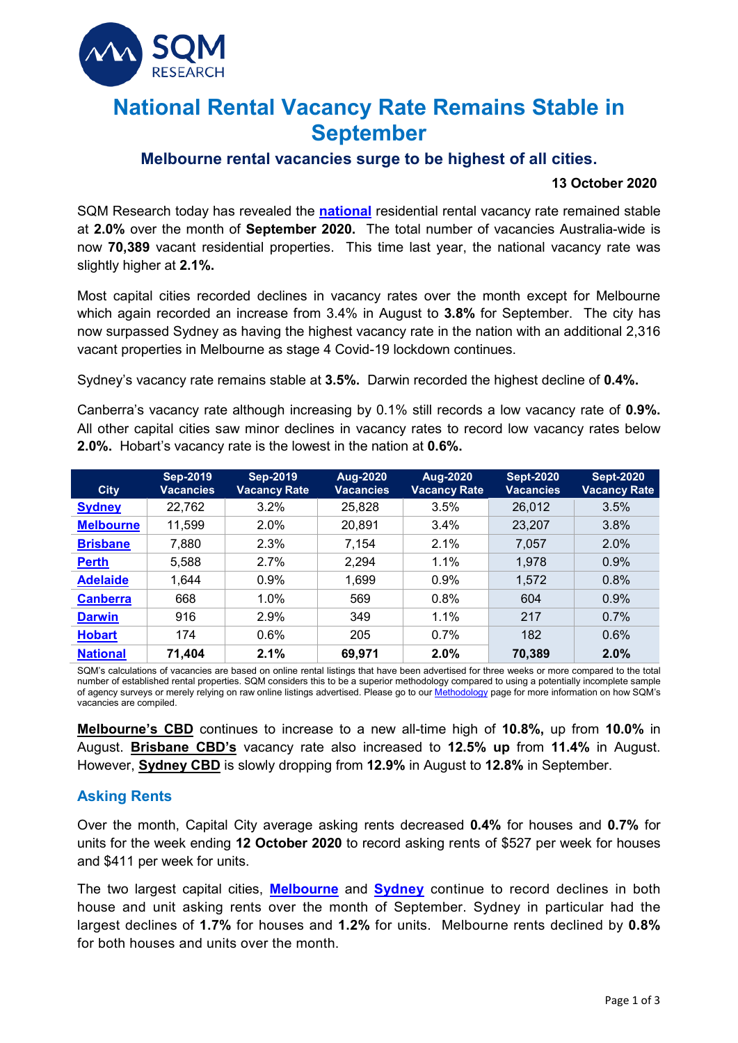SQM RESEARCH

# National Rental Vacancy Rate Remains Stable in September

### Melbourne rental vacancies surge to be highest of all cities.

**13 October 2020**

SQM Research today has revealed the **national** residential rental vacancy rate remained stable at **2.0%** over the month of **September 2020.** The total number of vacancies Australia-wide is now **70,389** vacant residential properties. This time last year, the national vacancy rate was slightly higher at **2.1%.**

Most capital cities recorded declines in vacancy rates over the month except for Melbourne which again recorded an increase from 3.4% in August to **3.8%** for September. The city has now surpassed Sydney as having the highest vacancy rate in the nation with an additional 2,316 vacant properties in Melbourne as stage 4 Covid-19 lockdown continues.

Sydney's vacancy rate remains stable at **3.5%.** Darwin recorded the highest decline of **0.4%.**

Canberra's vacancy rate although increasing by 0.1% still records a low vacancy rate of **0.9%.** All other capital cities saw minor declines in vacancy rates to record low vacancy rates below **2.0%.** Hobart's vacancy rate is the lowest in the nation at **0.6%.**

| City | Sep-2019 Vacancies | Sep-2019 Vacancy Rate | Aug-2020 Vacancies | Aug-2020 Vacancy Rate | Sept-2020 Vacancies | Sept-2020 Vacancy Rate |
|---|---|---|---|---|---|---|
| **Sydney** | 22,762 | 3.2% | 25,828 | 3.5% | 26,012 | 3.5% |
| **Melbourne** | 11,599 | 2.0% | 20,891 | 3.4% | 23,207 | 3.8% |
| **Brisbane** | 7,880 | 2.3% | 7,154 | 2.1% | 7,057 | 2.0% |
| **Perth** | 5,588 | 2.7% | 2,294 | 1.1% | 1,978 | 0.9% |
| **Adelaide** | 1,644 | 0.9% | 1,699 | 0.9% | 1,572 | 0.8% |
| **Canberra** | 668 | 1.0% | 569 | 0.8% | 604 | 0.9% |
| **Darwin** | 916 | 2.9% | 349 | 1.1% | 217 | 0.7% |
| **Hobart** | 174 | 0.6% | 205 | 0.7% | 182 | 0.6% |
| **National** | **71,404** | **2.1%** | **69,971** | **2.0%** | **70,389** | **2.0%** |

SQM's calculations of vacancies are based on online rental listings that have been advertised for three weeks or more compared to the total number of established rental properties. SQM considers this to be a superior methodology compared to using a potentially incomplete sample of agency surveys or merely relying on raw online listings advertised. Please go to our Methodology page for more information on how SQM's vacancies are compiled.

**Melbourne's CBD** continues to increase to a new all-time high of **10.8%,** up from **10.0%** in August. **Brisbane CBD's** vacancy rate also increased to **12.5% up** from **11.4%** in August. However, **Sydney CBD** is slowly dropping from **12.9%** in August to **12.8%** in September.

## Asking Rents

Over the month, Capital City average asking rents decreased **0.4%** for houses and **0.7%** for units for the week ending **12 October 2020** to record asking rents of $527 per week for houses and $411 per week for units.

The two largest capital cities, **Melbourne** and **Sydney** continue to record declines in both house and unit asking rents over the month of September. Sydney in particular had the largest declines of **1.7%** for houses and **1.2%** for units. Melbourne rents declined by **0.8%** for both houses and units over the month.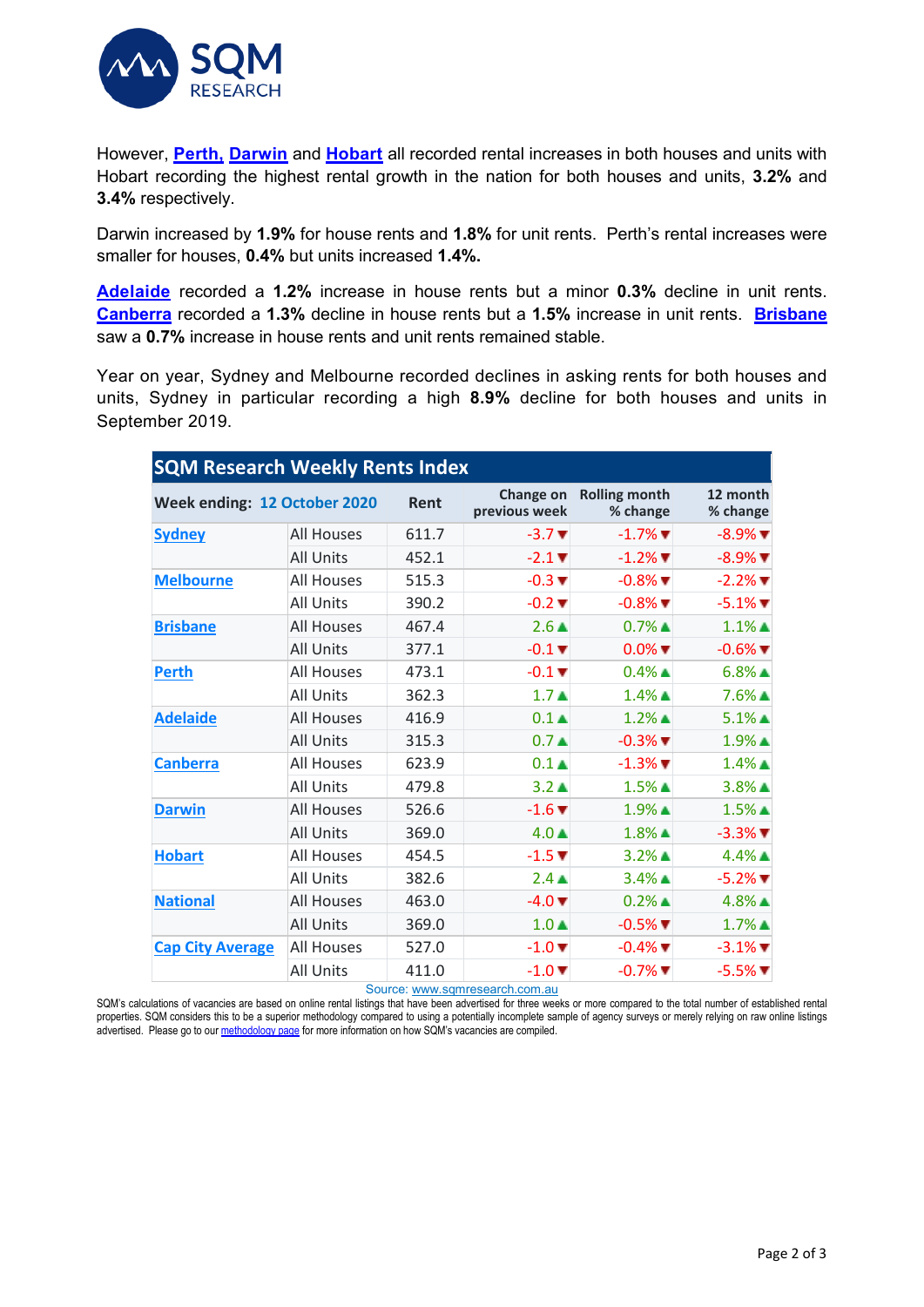However, **Perth, Darwin** and **Hobart** all recorded rental increases in both houses and units with Hobart recording the highest rental growth in the nation for both houses and units, **3.2%** and **3.4%** respectively.

Darwin increased by **1.9%** for house rents and **1.8%** for unit rents. Perth's rental increases were smaller for houses, **0.4%** but units increased **1.4%.**

**Adelaide** recorded a **1.2%** increase in house rents but a minor **0.3%** decline in unit rents. **Canberra** recorded a **1.3%** decline in house rents but a **1.5%** increase in unit rents. **Brisbane** saw a **0.7%** increase in house rents and unit rents remained stable.

Year on year, Sydney and Melbourne recorded declines in asking rents for both houses and units, Sydney in particular recording a high **8.9%** decline for both houses and units in September 2019.

**SQM Research Weekly Rents Index**

| Week ending: 12 October 2020 | | Rent | Change on previous week | Rolling month % change | 12 month % change |
|---|---|---|---|---|---|
| Sydney | All Houses | 611.7 | -3.7▼ | -1.7%▼ | -8.9%▼ |
| | All Units | 452.1 | -2.1▼ | -1.2%▼ | -8.9%▼ |
| Melbourne | All Houses | 515.3 | -0.3▼ | -0.8%▼ | -2.2%▼ |
| | All Units | 390.2 | -0.2▼ | -0.8%▼ | -5.1%▼ |
| Brisbane | All Houses | 467.4 | 2.6▲ | 0.7%▲ | 1.1%▲ |
| | All Units | 377.1 | -0.1▼ | 0.0%▼ | -0.6%▼ |
| Perth | All Houses | 473.1 | -0.1▼ | 0.4%▲ | 6.8%▲ |
| | All Units | 362.3 | 1.7▲ | 1.4%▲ | 7.6%▲ |
| Adelaide | All Houses | 416.9 | 0.1▲ | 1.2%▲ | 5.1%▲ |
| | All Units | 315.3 | 0.7▲ | -0.3%▼ | 1.9%▲ |
| Canberra | All Houses | 623.9 | 0.1▲ | -1.3%▼ | 1.4%▲ |
| | All Units | 479.8 | 3.2▲ | 1.5%▲ | 3.8%▲ |
| Darwin | All Houses | 526.6 | -1.6▼ | 1.9%▲ | 1.5%▲ |
| | All Units | 369.0 | 4.0▲ | 1.8%▲ | -3.3%▼ |
| Hobart | All Houses | 454.5 | -1.5▼ | 3.2%▲ | 4.4%▲ |
| | All Units | 382.6 | 2.4▲ | 3.4%▲ | -5.2%▼ |
| National | All Houses | 463.0 | -4.0▼ | 0.2%▲ | 4.8%▲ |
| | All Units | 369.0 | 1.0▲ | -0.5%▼ | 1.7%▲ |
| Cap City Average | All Houses | 527.0 | -1.0▼ | -0.4%▼ | -3.1%▼ |
| | All Units | 411.0 | -1.0▼ | -0.7%▼ | -5.5%▼ |

Source: www.sqmresearch.com.au

SQM's calculations of vacancies are based on online rental listings that have been advertised for three weeks or more compared to the total number of established rental properties. SQM considers this to be a superior methodology compared to using a potentially incomplete sample of agency surveys or merely relying on raw online listings advertised. Please go to our methodology page for more information on how SQM's vacancies are compiled.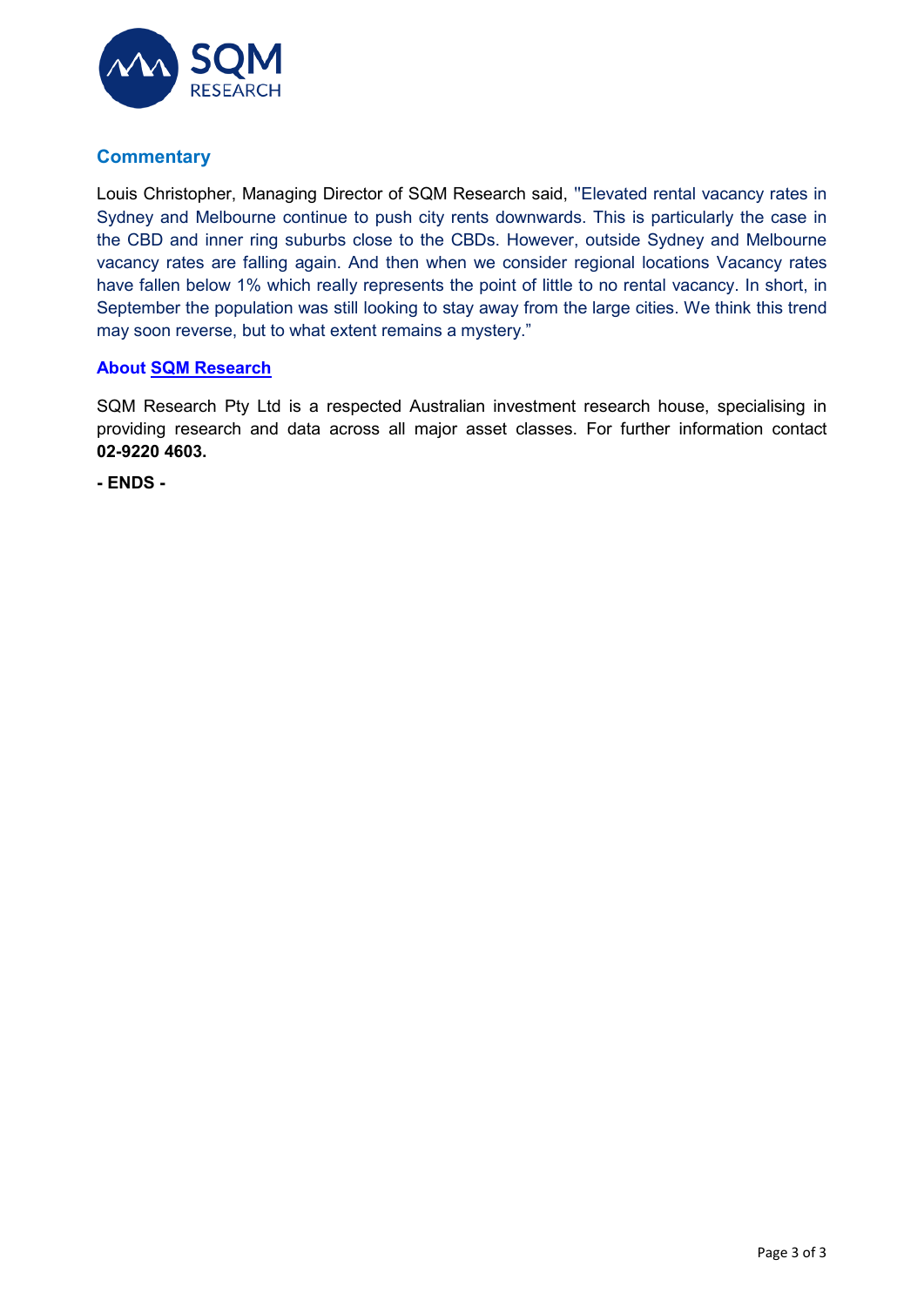## Commentary

Louis Christopher, Managing Director of SQM Research said, "Elevated rental vacancy rates in Sydney and Melbourne continue to push city rents downwards. This is particularly the case in the CBD and inner ring suburbs close to the CBDs. However, outside Sydney and Melbourne vacancy rates are falling again. And then when we consider regional locations Vacancy rates have fallen below 1% which really represents the point of little to no rental vacancy. In short, in September the population was still looking to stay away from the large cities. We think this trend may soon reverse, but to what extent remains a mystery."

## About SQM Research

SQM Research Pty Ltd is a respected Australian investment research house, specialising in providing research and data across all major asset classes. For further information contact **02-9220 4603.**

**- ENDS -**